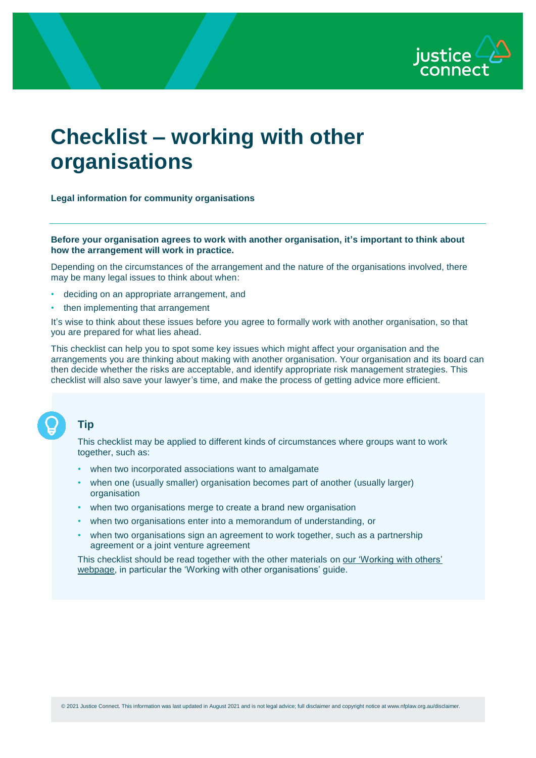# Checklist – working with other organisations

**Legal information for community organisations**

---

**Before your organisation agrees to work with another organisation, it's important to think about how the arrangement will work in practice.**

Depending on the circumstances of the arrangement and the nature of the organisations involved, there may be many legal issues to think about when:

- deciding on an appropriate arrangement, and
- then implementing that arrangement

It's wise to think about these issues before you agree to formally work with another organisation, so that you are prepared for what lies ahead.

This checklist can help you to spot some key issues which might affect your organisation and the arrangements you are thinking about making with another organisation. Your organisation and its board can then decide whether the risks are acceptable, and identify appropriate risk management strategies. This checklist will also save your lawyer's time, and make the process of getting advice more efficient.

### Tip

This checklist may be applied to different kinds of circumstances where groups want to work together, such as:

- when two incorporated associations want to amalgamate
- when one (usually smaller) organisation becomes part of another (usually larger) organisation
- when two organisations merge to create a brand new organisation
- when two organisations enter into a memorandum of understanding, or
- when two organisations sign an agreement to work together, such as a partnership agreement or a joint venture agreement

This checklist should be read together with the other materials on our 'Working with others' webpage, in particular the 'Working with other organisations' guide.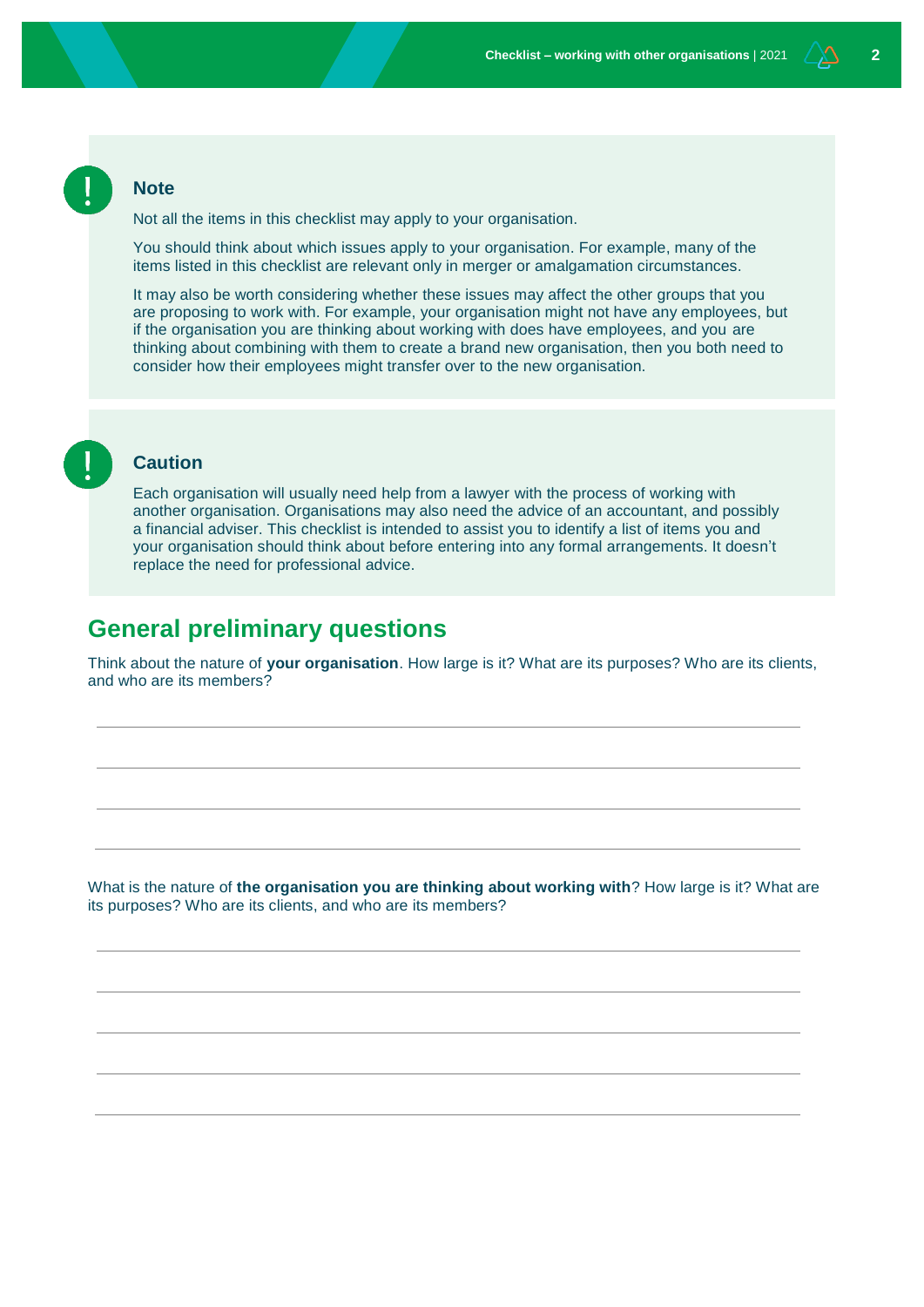### Note

Not all the items in this checklist may apply to your organisation.

You should think about which issues apply to your organisation. For example, many of the items listed in this checklist are relevant only in merger or amalgamation circumstances.

It may also be worth considering whether these issues may affect the other groups that you are proposing to work with. For example, your organisation might not have any employees, but if the organisation you are thinking about working with does have employees, and you are thinking about combining with them to create a brand new organisation, then you both need to consider how their employees might transfer over to the new organisation.

### Caution

Each organisation will usually need help from a lawyer with the process of working with another organisation. Organisations may also need the advice of an accountant, and possibly a financial adviser. This checklist is intended to assist you to identify a list of items you and your organisation should think about before entering into any formal arrangements. It doesn't replace the need for professional advice.

## General preliminary questions

Think about the nature of **your organisation**. How large is it? What are its purposes? Who are its clients, and who are its members?

What is the nature of **the organisation you are thinking about working with**? How large is it? What are its purposes? Who are its clients, and who are its members?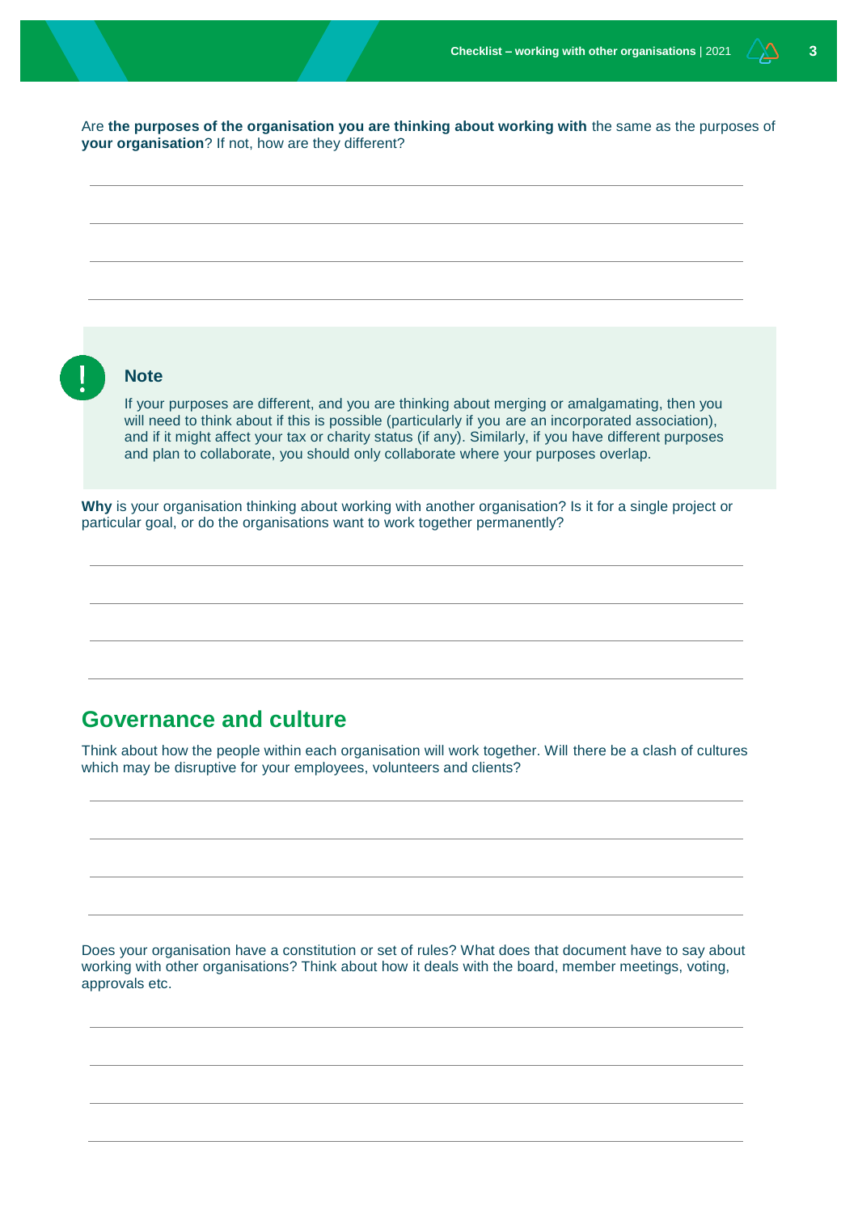Are **the purposes of the organisation you are thinking about working with** the same as the purposes of **your organisation**? If not, how are they different?

**Note**

If your purposes are different, and you are thinking about merging or amalgamating, then you will need to think about if this is possible (particularly if you are an incorporated association), and if it might affect your tax or charity status (if any). Similarly, if you have different purposes and plan to collaborate, you should only collaborate where your purposes overlap.

**Why** is your organisation thinking about working with another organisation? Is it for a single project or particular goal, or do the organisations want to work together permanently?

## Governance and culture

Think about how the people within each organisation will work together. Will there be a clash of cultures which may be disruptive for your employees, volunteers and clients?

Does your organisation have a constitution or set of rules? What does that document have to say about working with other organisations? Think about how it deals with the board, member meetings, voting, approvals etc.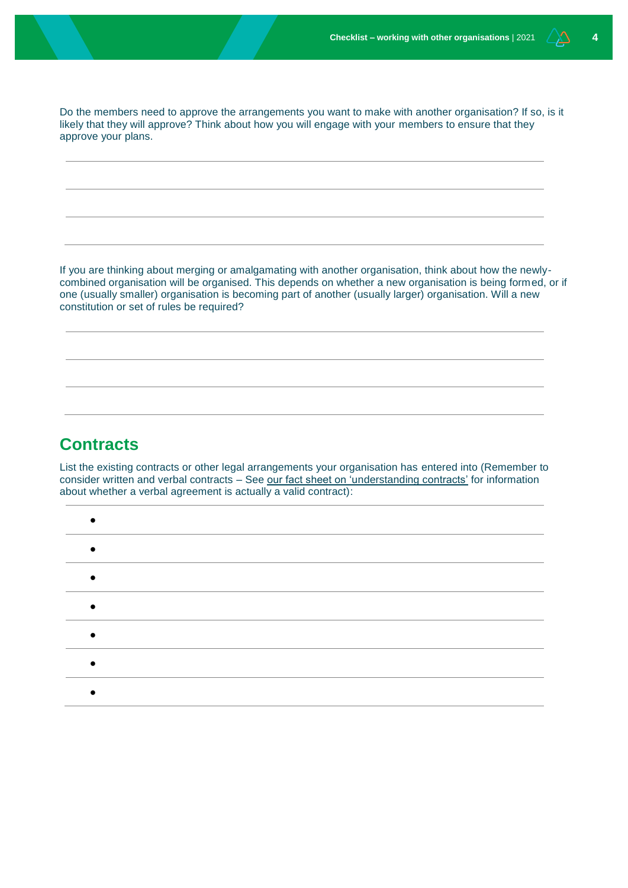Do the members need to approve the arrangements you want to make with another organisation? If so, is it likely that they will approve? Think about how you will engage with your members to ensure that they approve your plans.

If you are thinking about merging or amalgamating with another organisation, think about how the newly-combined organisation will be organised. This depends on whether a new organisation is being formed, or if one (usually smaller) organisation is becoming part of another (usually larger) organisation. Will a new constitution or set of rules be required?

## Contracts

List the existing contracts or other legal arrangements your organisation has entered into (Remember to consider written and verbal contracts – See our fact sheet on 'understanding contracts' for information about whether a verbal agreement is actually a valid contract):

- 
- 
- 
- 
- 
- 
-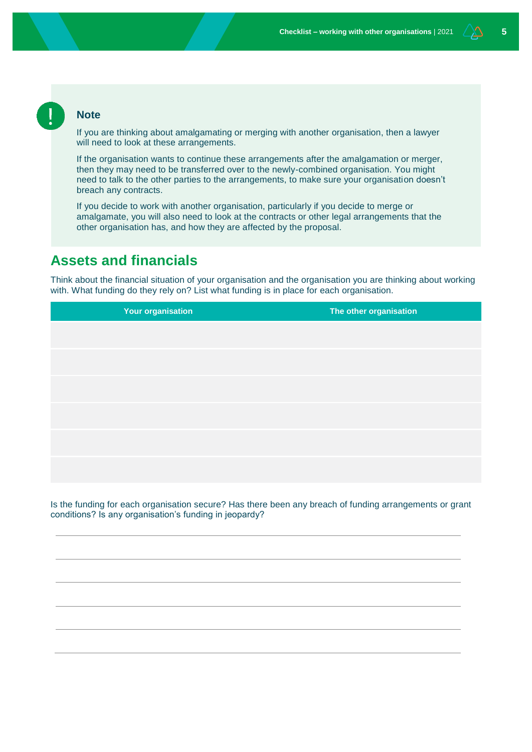**Note**

If you are thinking about amalgamating or merging with another organisation, then a lawyer will need to look at these arrangements.

If the organisation wants to continue these arrangements after the amalgamation or merger, then they may need to be transferred over to the newly-combined organisation. You might need to talk to the other parties to the arrangements, to make sure your organisation doesn't breach any contracts.

If you decide to work with another organisation, particularly if you decide to merge or amalgamate, you will also need to look at the contracts or other legal arrangements that the other organisation has, and how they are affected by the proposal.

## Assets and financials

Think about the financial situation of your organisation and the organisation you are thinking about working with. What funding do they rely on? List what funding is in place for each organisation.

| Your organisation | The other organisation |
|---|---|
| | |
| | |
| | |
| | |
| | |
| | |

Is the funding for each organisation secure? Has there been any breach of funding arrangements or grant conditions? Is any organisation's funding in jeopardy?

_______________________________________________

_______________________________________________

_______________________________________________

_______________________________________________

_______________________________________________

_______________________________________________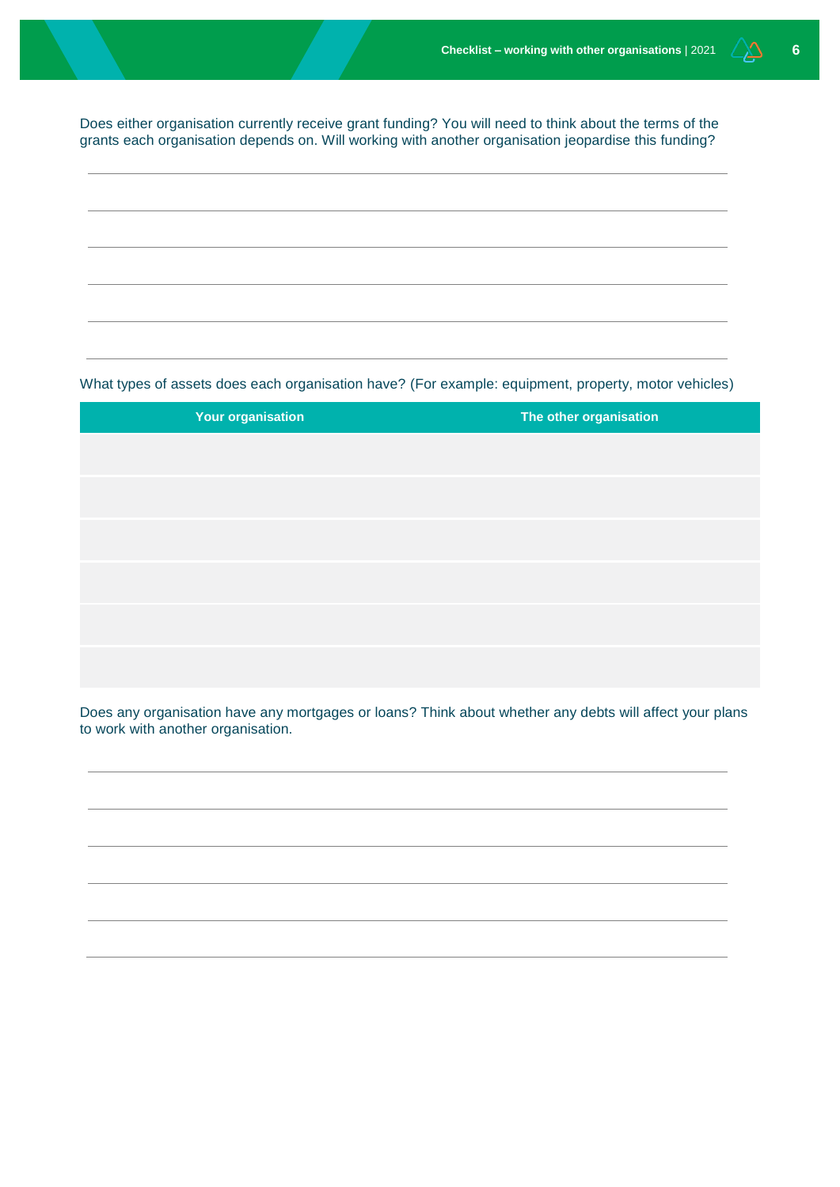Does either organisation currently receive grant funding? You will need to think about the terms of the grants each organisation depends on. Will working with another organisation jeopardise this funding?

What types of assets does each organisation have? (For example: equipment, property, motor vehicles)

| Your organisation | The other organisation |
|---|---|
| | |
| | |
| | |
| | |
| | |
| | |

Does any organisation have any mortgages or loans? Think about whether any debts will affect your plans to work with another organisation.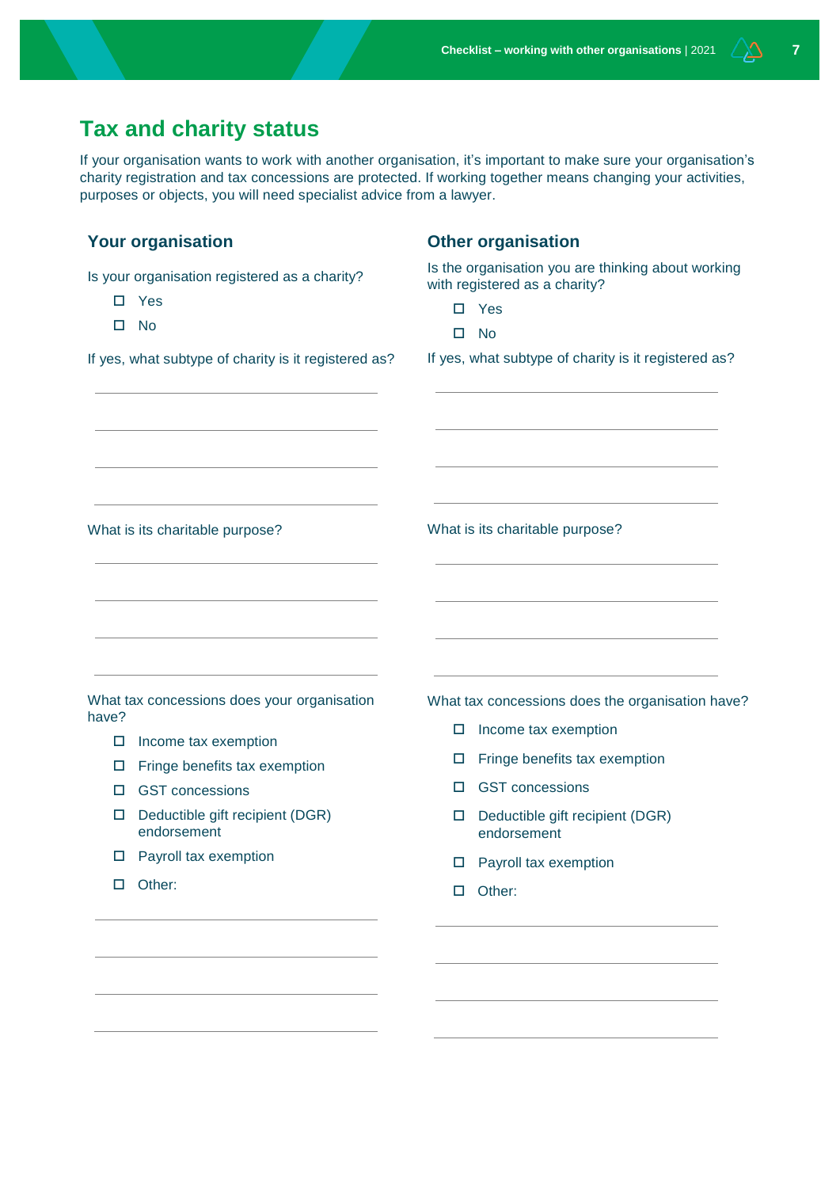## Tax and charity status

If your organisation wants to work with another organisation, it's important to make sure your organisation's charity registration and tax concessions are protected. If working together means changing your activities, purposes or objects, you will need specialist advice from a lawyer.

### Your organisation

Is your organisation registered as a charity?

- ☐ Yes
- ☐ No

If yes, what subtype of charity is it registered as?

\_\_\_\_\_\_\_\_\_\_\_\_\_\_\_\_\_\_\_\_\_\_\_\_\_\_\_\_\_\_\_\_\_\_\_\_\_\_\_\_

\_\_\_\_\_\_\_\_\_\_\_\_\_\_\_\_\_\_\_\_\_\_\_\_\_\_\_\_\_\_\_\_\_\_\_\_\_\_\_\_

\_\_\_\_\_\_\_\_\_\_\_\_\_\_\_\_\_\_\_\_\_\_\_\_\_\_\_\_\_\_\_\_\_\_\_\_\_\_\_\_

\_\_\_\_\_\_\_\_\_\_\_\_\_\_\_\_\_\_\_\_\_\_\_\_\_\_\_\_\_\_\_\_\_\_\_\_\_\_\_\_

What is its charitable purpose?

\_\_\_\_\_\_\_\_\_\_\_\_\_\_\_\_\_\_\_\_\_\_\_\_\_\_\_\_\_\_\_\_\_\_\_\_\_\_\_\_

\_\_\_\_\_\_\_\_\_\_\_\_\_\_\_\_\_\_\_\_\_\_\_\_\_\_\_\_\_\_\_\_\_\_\_\_\_\_\_\_

\_\_\_\_\_\_\_\_\_\_\_\_\_\_\_\_\_\_\_\_\_\_\_\_\_\_\_\_\_\_\_\_\_\_\_\_\_\_\_\_

\_\_\_\_\_\_\_\_\_\_\_\_\_\_\_\_\_\_\_\_\_\_\_\_\_\_\_\_\_\_\_\_\_\_\_\_\_\_\_\_

What tax concessions does your organisation have?

- ☐ Income tax exemption
- ☐ Fringe benefits tax exemption
- ☐ GST concessions
- ☐ Deductible gift recipient (DGR) endorsement
- ☐ Payroll tax exemption
- ☐ Other:

\_\_\_\_\_\_\_\_\_\_\_\_\_\_\_\_\_\_\_\_\_\_\_\_\_\_\_\_\_\_\_\_\_\_\_\_\_\_\_\_

\_\_\_\_\_\_\_\_\_\_\_\_\_\_\_\_\_\_\_\_\_\_\_\_\_\_\_\_\_\_\_\_\_\_\_\_\_\_\_\_

\_\_\_\_\_\_\_\_\_\_\_\_\_\_\_\_\_\_\_\_\_\_\_\_\_\_\_\_\_\_\_\_\_\_\_\_\_\_\_\_

\_\_\_\_\_\_\_\_\_\_\_\_\_\_\_\_\_\_\_\_\_\_\_\_\_\_\_\_\_\_\_\_\_\_\_\_\_\_\_\_

### Other organisation

Is the organisation you are thinking about working with registered as a charity?

- ☐ Yes
- ☐ No

If yes, what subtype of charity is it registered as?

\_\_\_\_\_\_\_\_\_\_\_\_\_\_\_\_\_\_\_\_\_\_\_\_\_\_\_\_\_\_\_\_\_\_\_\_\_\_\_\_

\_\_\_\_\_\_\_\_\_\_\_\_\_\_\_\_\_\_\_\_\_\_\_\_\_\_\_\_\_\_\_\_\_\_\_\_\_\_\_\_

\_\_\_\_\_\_\_\_\_\_\_\_\_\_\_\_\_\_\_\_\_\_\_\_\_\_\_\_\_\_\_\_\_\_\_\_\_\_\_\_

\_\_\_\_\_\_\_\_\_\_\_\_\_\_\_\_\_\_\_\_\_\_\_\_\_\_\_\_\_\_\_\_\_\_\_\_\_\_\_\_

What is its charitable purpose?

\_\_\_\_\_\_\_\_\_\_\_\_\_\_\_\_\_\_\_\_\_\_\_\_\_\_\_\_\_\_\_\_\_\_\_\_\_\_\_\_

\_\_\_\_\_\_\_\_\_\_\_\_\_\_\_\_\_\_\_\_\_\_\_\_\_\_\_\_\_\_\_\_\_\_\_\_\_\_\_\_

\_\_\_\_\_\_\_\_\_\_\_\_\_\_\_\_\_\_\_\_\_\_\_\_\_\_\_\_\_\_\_\_\_\_\_\_\_\_\_\_

\_\_\_\_\_\_\_\_\_\_\_\_\_\_\_\_\_\_\_\_\_\_\_\_\_\_\_\_\_\_\_\_\_\_\_\_\_\_\_\_

What tax concessions does the organisation have?

- ☐ Income tax exemption
- ☐ Fringe benefits tax exemption
- ☐ GST concessions
- ☐ Deductible gift recipient (DGR) endorsement
- ☐ Payroll tax exemption
- ☐ Other:

\_\_\_\_\_\_\_\_\_\_\_\_\_\_\_\_\_\_\_\_\_\_\_\_\_\_\_\_\_\_\_\_\_\_\_\_\_\_\_\_

\_\_\_\_\_\_\_\_\_\_\_\_\_\_\_\_\_\_\_\_\_\_\_\_\_\_\_\_\_\_\_\_\_\_\_\_\_\_\_\_

\_\_\_\_\_\_\_\_\_\_\_\_\_\_\_\_\_\_\_\_\_\_\_\_\_\_\_\_\_\_\_\_\_\_\_\_\_\_\_\_

\_\_\_\_\_\_\_\_\_\_\_\_\_\_\_\_\_\_\_\_\_\_\_\_\_\_\_\_\_\_\_\_\_\_\_\_\_\_\_\_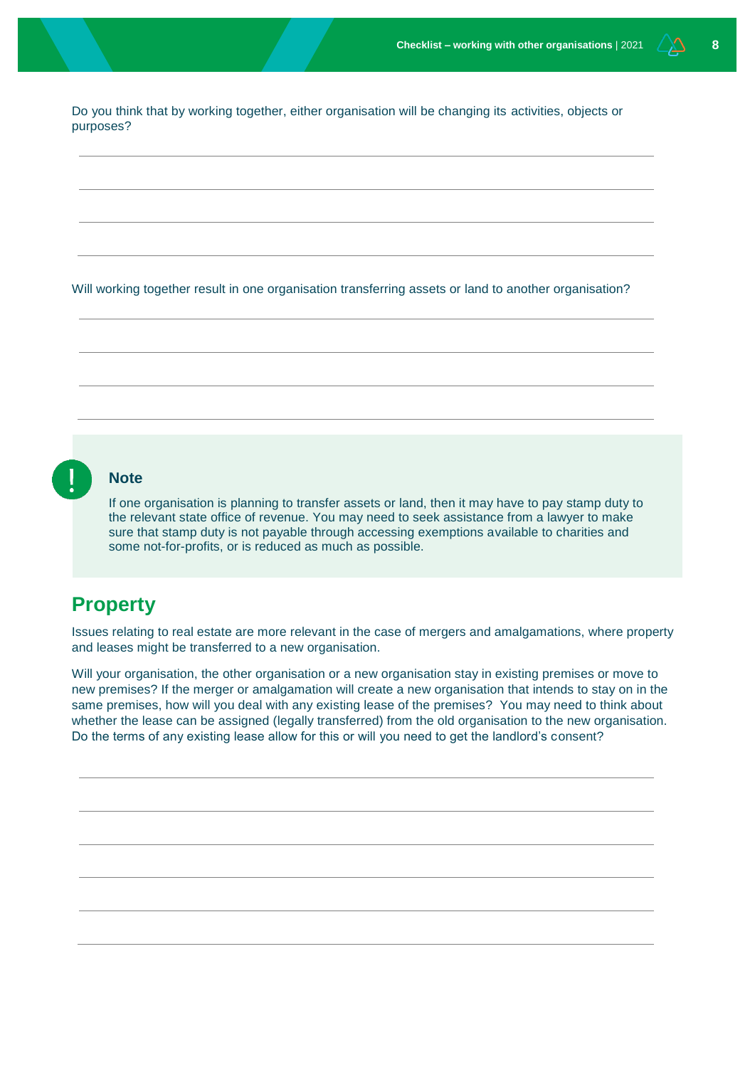Do you think that by working together, either organisation will be changing its activities, objects or purposes?

Will working together result in one organisation transferring assets or land to another organisation?

> **Note**
>
> If one organisation is planning to transfer assets or land, then it may have to pay stamp duty to the relevant state office of revenue. You may need to seek assistance from a lawyer to make sure that stamp duty is not payable through accessing exemptions available to charities and some not-for-profits, or is reduced as much as possible.

## Property

Issues relating to real estate are more relevant in the case of mergers and amalgamations, where property and leases might be transferred to a new organisation.

Will your organisation, the other organisation or a new organisation stay in existing premises or move to new premises? If the merger or amalgamation will create a new organisation that intends to stay on in the same premises, how will you deal with any existing lease of the premises? You may need to think about whether the lease can be assigned (legally transferred) from the old organisation to the new organisation. Do the terms of any existing lease allow for this or will you need to get the landlord's consent?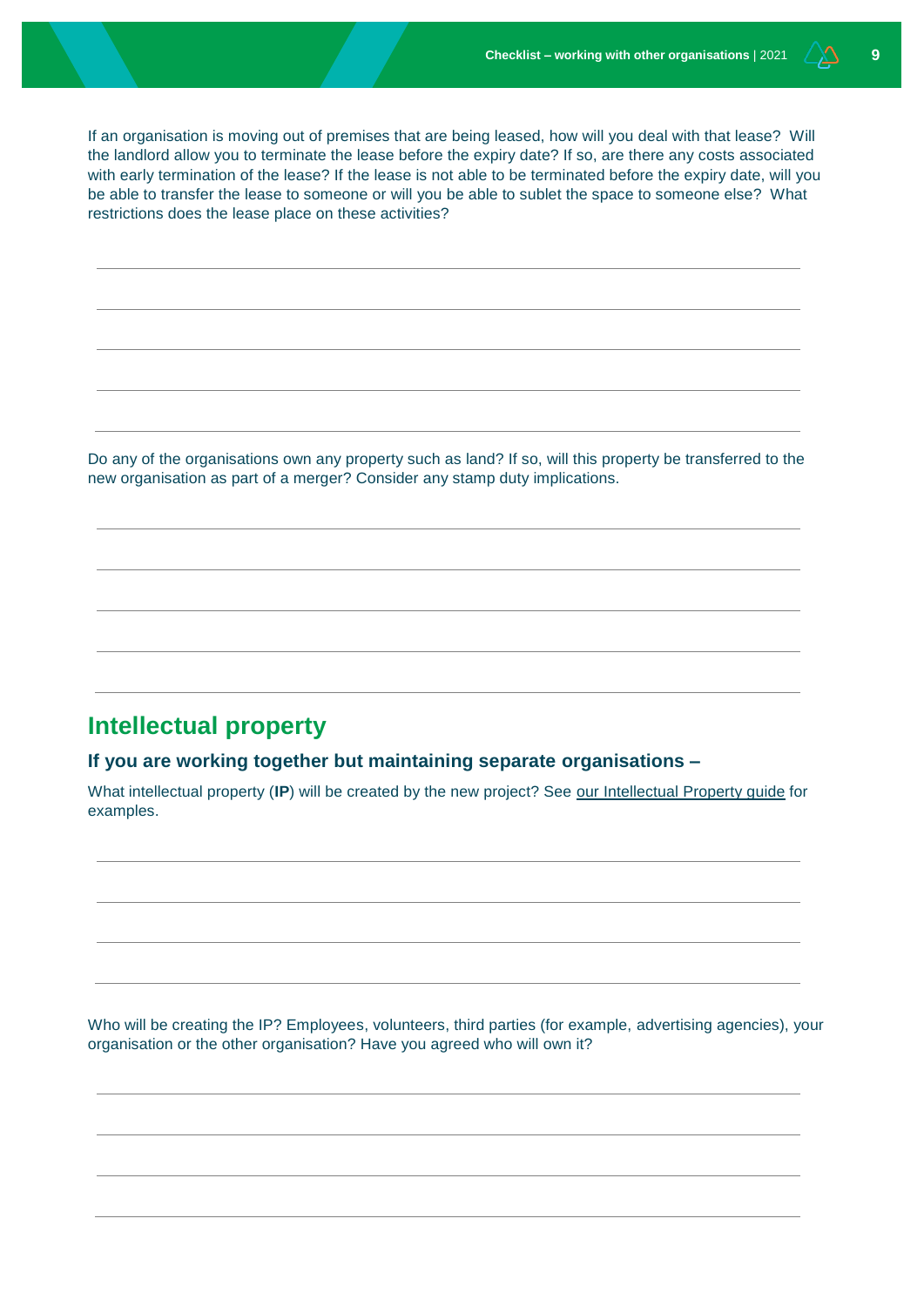If an organisation is moving out of premises that are being leased, how will you deal with that lease? Will the landlord allow you to terminate the lease before the expiry date? If so, are there any costs associated with early termination of the lease? If the lease is not able to be terminated before the expiry date, will you be able to transfer the lease to someone or will you be able to sublet the space to someone else? What restrictions does the lease place on these activities?

Do any of the organisations own any property such as land? If so, will this property be transferred to the new organisation as part of a merger? Consider any stamp duty implications.

## Intellectual property

### If you are working together but maintaining separate organisations –

What intellectual property (**IP**) will be created by the new project? See our Intellectual Property guide for examples.

Who will be creating the IP? Employees, volunteers, third parties (for example, advertising agencies), your organisation or the other organisation? Have you agreed who will own it?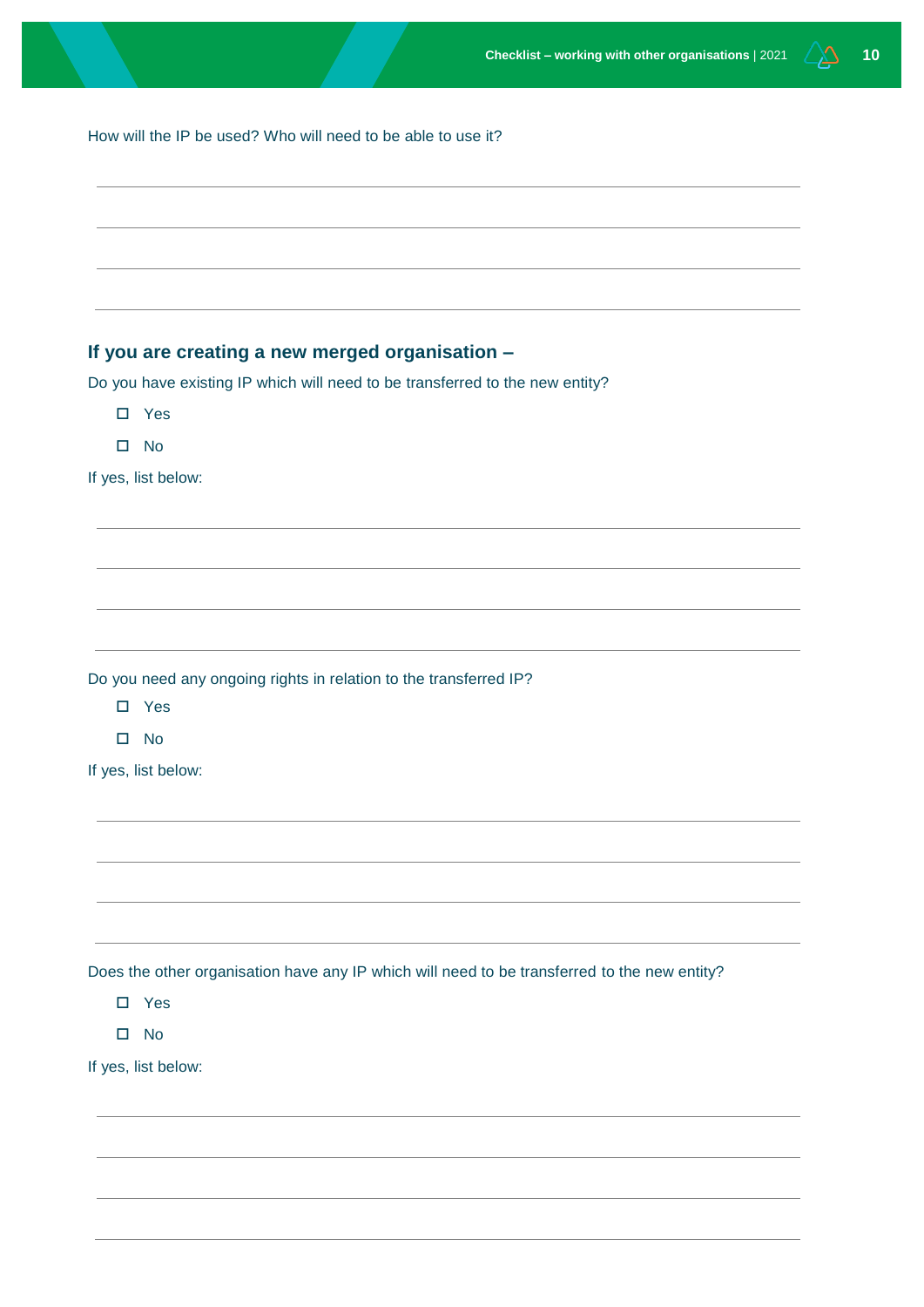How will the IP be used? Who will need to be able to use it?

---

---

---

---

### If you are creating a new merged organisation –

Do you have existing IP which will need to be transferred to the new entity?

- ☐ Yes
- ☐ No

If yes, list below:

---

---

---

---

Do you need any ongoing rights in relation to the transferred IP?

- ☐ Yes
- ☐ No

If yes, list below:

---

---

---

---

Does the other organisation have any IP which will need to be transferred to the new entity?

- ☐ Yes
- ☐ No

If yes, list below:

---

---

---

---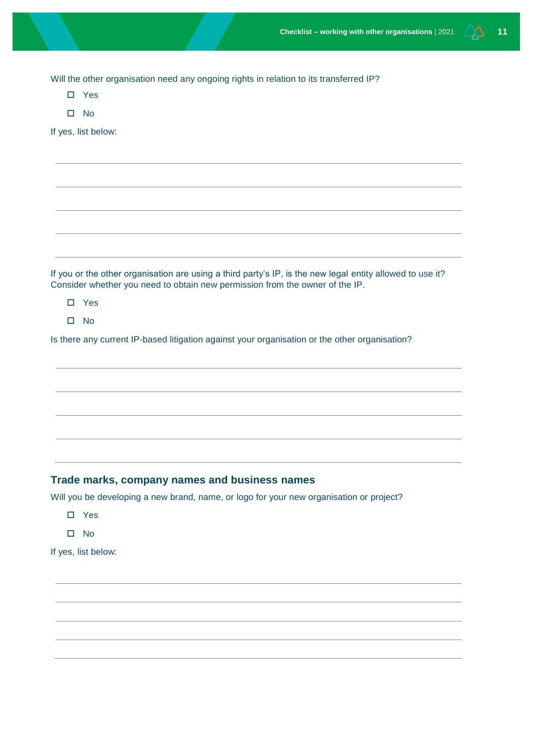Will the other organisation need any ongoing rights in relation to its transferred IP?

- ☐ Yes
- ☐ No

If yes, list below:

If you or the other organisation are using a third party's IP, is the new legal entity allowed to use it? Consider whether you need to obtain new permission from the owner of the IP.

- ☐ Yes
- ☐ No

Is there any current IP-based litigation against your organisation or the other organisation?

## Trade marks, company names and business names

Will you be developing a new brand, name, or logo for your new organisation or project?

- ☐ Yes
- ☐ No

If yes, list below: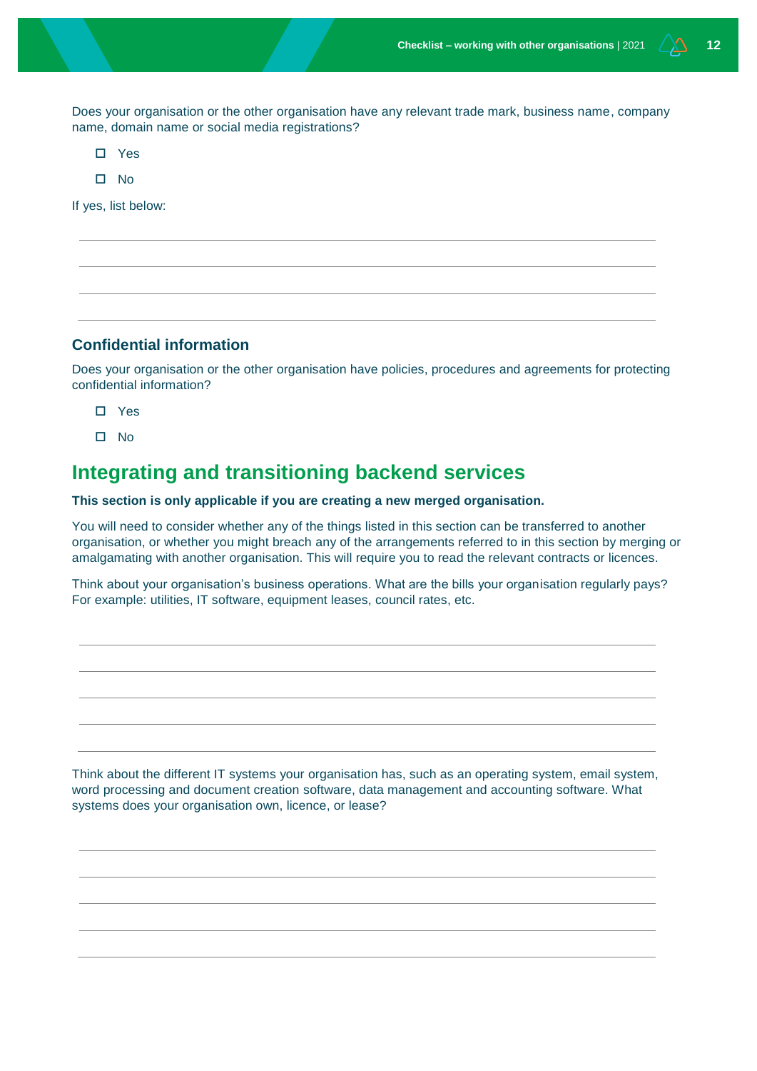Does your organisation or the other organisation have any relevant trade mark, business name, company name, domain name or social media registrations?

- ☐ Yes
- ☐ No

If yes, list below:

___

___

___

___

### Confidential information

Does your organisation or the other organisation have policies, procedures and agreements for protecting confidential information?

- ☐ Yes
- ☐ No

## Integrating and transitioning backend services

**This section is only applicable if you are creating a new merged organisation.**

You will need to consider whether any of the things listed in this section can be transferred to another organisation, or whether you might breach any of the arrangements referred to in this section by merging or amalgamating with another organisation. This will require you to read the relevant contracts or licences.

Think about your organisation's business operations. What are the bills your organisation regularly pays? For example: utilities, IT software, equipment leases, council rates, etc.

___

___

___

___

___

Think about the different IT systems your organisation has, such as an operating system, email system, word processing and document creation software, data management and accounting software. What systems does your organisation own, licence, or lease?

___

___

___

___

___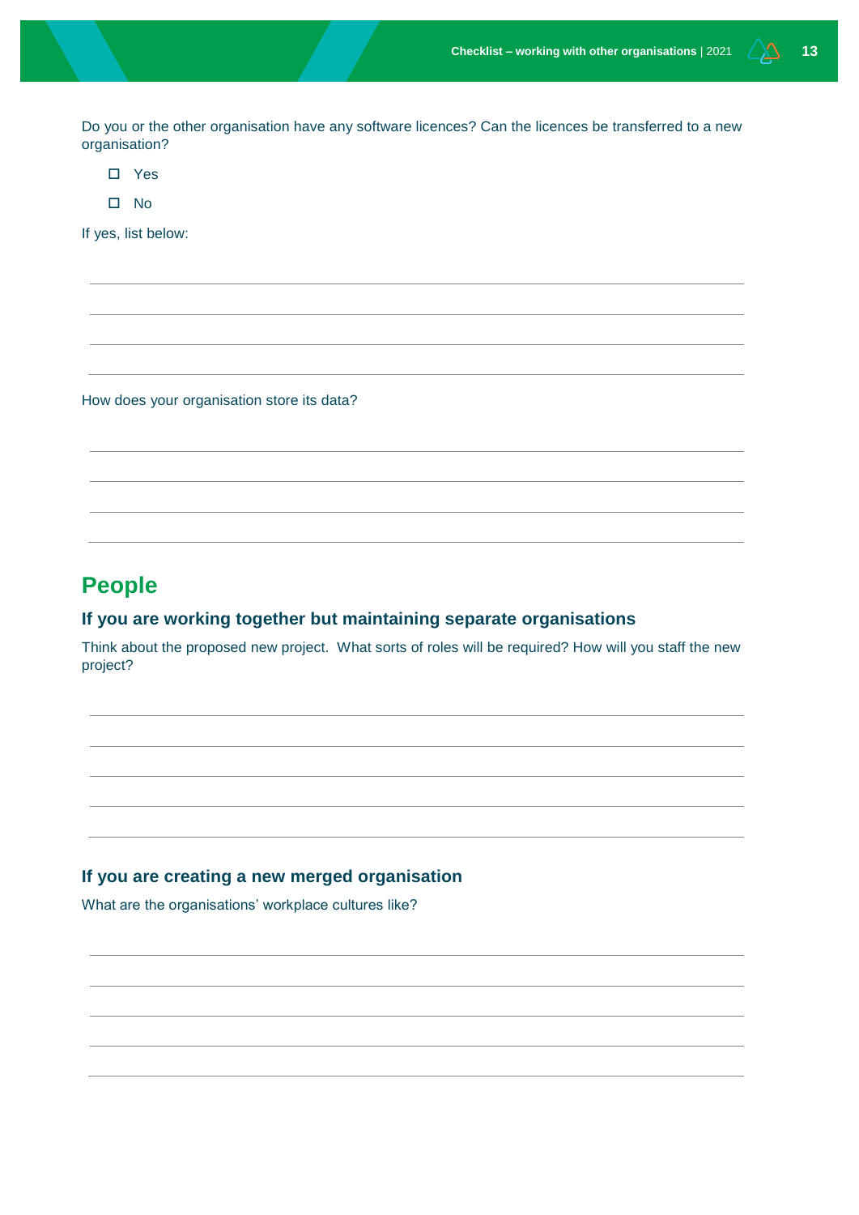Do you or the other organisation have any software licences? Can the licences be transferred to a new organisation?

- ☐ Yes
- ☐ No

If yes, list below:

How does your organisation store its data?

## People

### If you are working together but maintaining separate organisations

Think about the proposed new project. What sorts of roles will be required? How will you staff the new project?

### If you are creating a new merged organisation

What are the organisations' workplace cultures like?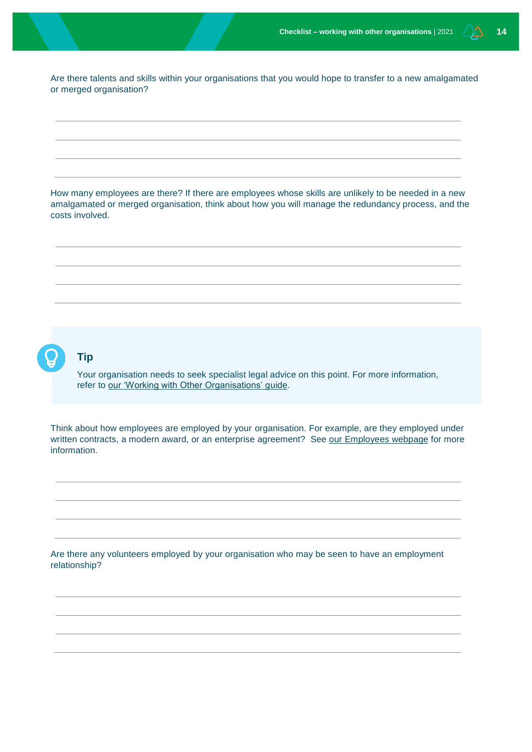Are there talents and skills within your organisations that you would hope to transfer to a new amalgamated or merged organisation?

How many employees are there? If there are employees whose skills are unlikely to be needed in a new amalgamated or merged organisation, think about how you will manage the redundancy process, and the costs involved.

### Tip

Your organisation needs to seek specialist legal advice on this point. For more information, refer to our 'Working with Other Organisations' guide.

Think about how employees are employed by your organisation. For example, are they employed under written contracts, a modern award, or an enterprise agreement? See our Employees webpage for more information.

Are there any volunteers employed by your organisation who may be seen to have an employment relationship?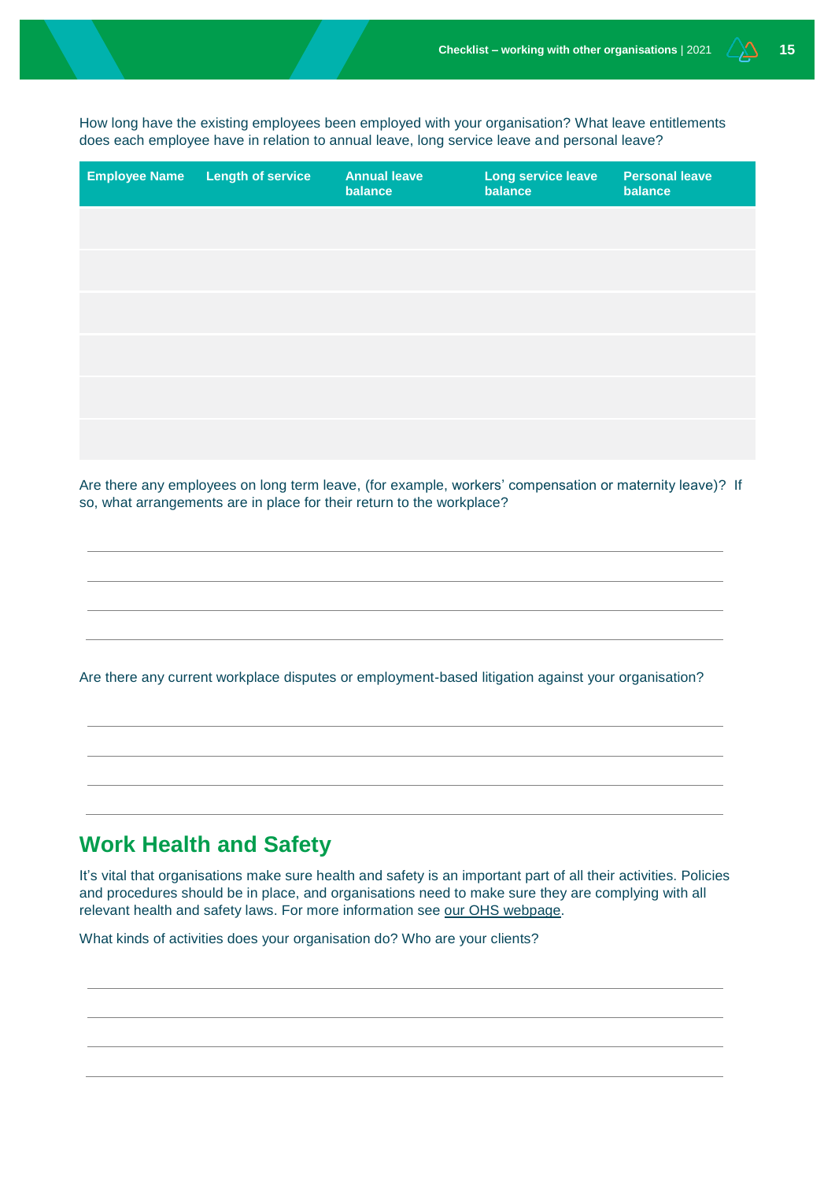How long have the existing employees been employed with your organisation? What leave entitlements does each employee have in relation to annual leave, long service leave and personal leave?

| Employee Name | Length of service | Annual leave balance | Long service leave balance | Personal leave balance |
|---|---|---|---|---|
| | | | | |
| | | | | |
| | | | | |
| | | | | |
| | | | | |
| | | | | |

Are there any employees on long term leave, (for example, workers' compensation or maternity leave)? If so, what arrangements are in place for their return to the workplace?

Are there any current workplace disputes or employment-based litigation against your organisation?

## Work Health and Safety

It's vital that organisations make sure health and safety is an important part of all their activities. Policies and procedures should be in place, and organisations need to make sure they are complying with all relevant health and safety laws. For more information see our OHS webpage.

What kinds of activities does your organisation do? Who are your clients?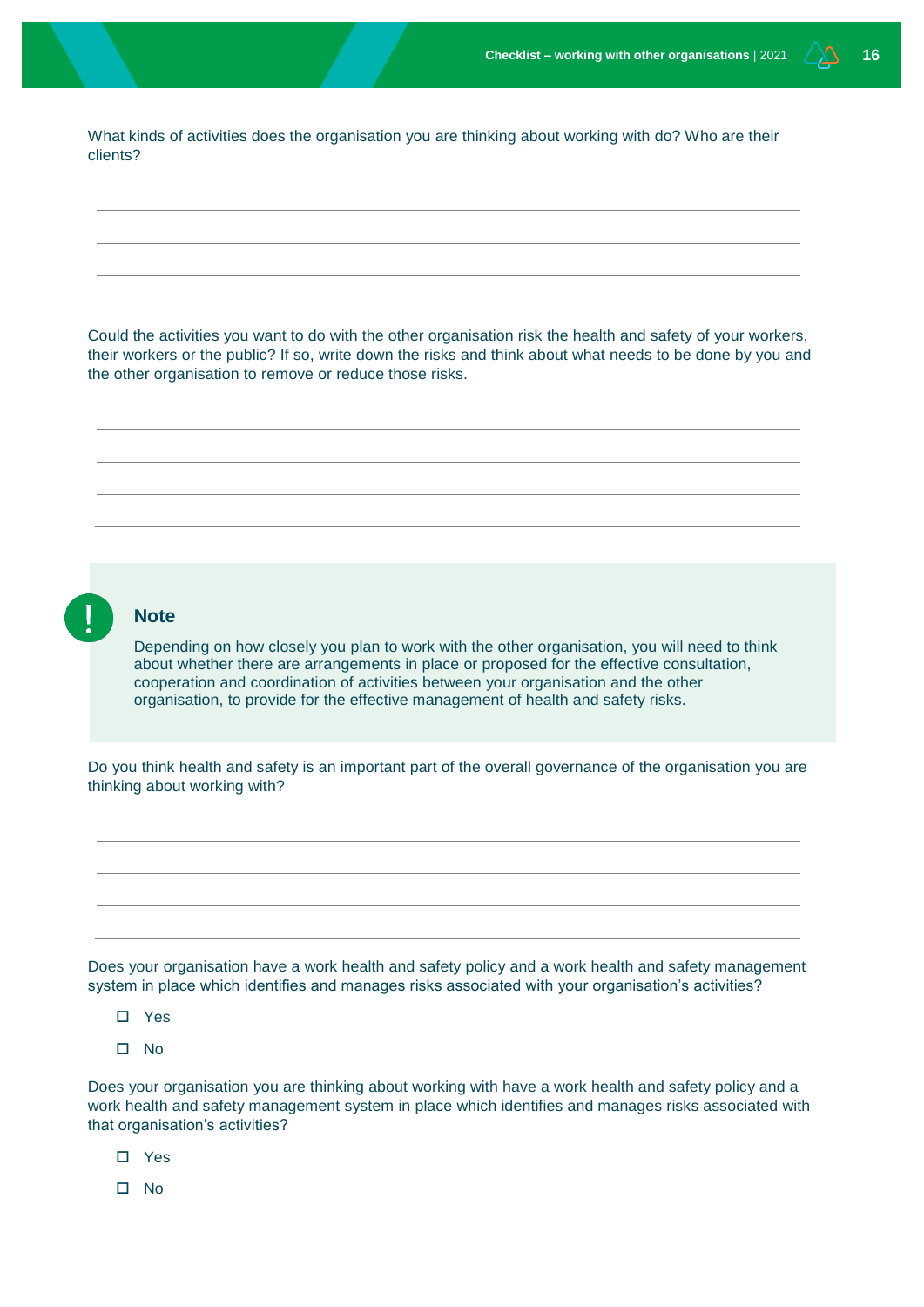What kinds of activities does the organisation you are thinking about working with do? Who are their clients?

\_\_\_\_\_\_\_\_\_\_\_\_\_\_\_\_\_\_\_\_\_\_\_\_\_\_\_\_\_\_\_\_\_\_\_\_\_\_\_\_\_\_\_\_\_\_\_\_\_\_\_\_\_\_\_\_\_\_\_\_\_\_\_\_\_\_\_\_\_\_

\_\_\_\_\_\_\_\_\_\_\_\_\_\_\_\_\_\_\_\_\_\_\_\_\_\_\_\_\_\_\_\_\_\_\_\_\_\_\_\_\_\_\_\_\_\_\_\_\_\_\_\_\_\_\_\_\_\_\_\_\_\_\_\_\_\_\_\_\_\_

\_\_\_\_\_\_\_\_\_\_\_\_\_\_\_\_\_\_\_\_\_\_\_\_\_\_\_\_\_\_\_\_\_\_\_\_\_\_\_\_\_\_\_\_\_\_\_\_\_\_\_\_\_\_\_\_\_\_\_\_\_\_\_\_\_\_\_\_\_\_

\_\_\_\_\_\_\_\_\_\_\_\_\_\_\_\_\_\_\_\_\_\_\_\_\_\_\_\_\_\_\_\_\_\_\_\_\_\_\_\_\_\_\_\_\_\_\_\_\_\_\_\_\_\_\_\_\_\_\_\_\_\_\_\_\_\_\_\_\_\_

Could the activities you want to do with the other organisation risk the health and safety of your workers, their workers or the public? If so, write down the risks and think about what needs to be done by you and the other organisation to remove or reduce those risks.

\_\_\_\_\_\_\_\_\_\_\_\_\_\_\_\_\_\_\_\_\_\_\_\_\_\_\_\_\_\_\_\_\_\_\_\_\_\_\_\_\_\_\_\_\_\_\_\_\_\_\_\_\_\_\_\_\_\_\_\_\_\_\_\_\_\_\_\_\_\_

\_\_\_\_\_\_\_\_\_\_\_\_\_\_\_\_\_\_\_\_\_\_\_\_\_\_\_\_\_\_\_\_\_\_\_\_\_\_\_\_\_\_\_\_\_\_\_\_\_\_\_\_\_\_\_\_\_\_\_\_\_\_\_\_\_\_\_\_\_\_

\_\_\_\_\_\_\_\_\_\_\_\_\_\_\_\_\_\_\_\_\_\_\_\_\_\_\_\_\_\_\_\_\_\_\_\_\_\_\_\_\_\_\_\_\_\_\_\_\_\_\_\_\_\_\_\_\_\_\_\_\_\_\_\_\_\_\_\_\_\_

\_\_\_\_\_\_\_\_\_\_\_\_\_\_\_\_\_\_\_\_\_\_\_\_\_\_\_\_\_\_\_\_\_\_\_\_\_\_\_\_\_\_\_\_\_\_\_\_\_\_\_\_\_\_\_\_\_\_\_\_\_\_\_\_\_\_\_\_\_\_

> **Note**
>
> Depending on how closely you plan to work with the other organisation, you will need to think about whether there are arrangements in place or proposed for the effective consultation, cooperation and coordination of activities between your organisation and the other organisation, to provide for the effective management of health and safety risks.

Do you think health and safety is an important part of the overall governance of the organisation you are thinking about working with?

\_\_\_\_\_\_\_\_\_\_\_\_\_\_\_\_\_\_\_\_\_\_\_\_\_\_\_\_\_\_\_\_\_\_\_\_\_\_\_\_\_\_\_\_\_\_\_\_\_\_\_\_\_\_\_\_\_\_\_\_\_\_\_\_\_\_\_\_\_\_

\_\_\_\_\_\_\_\_\_\_\_\_\_\_\_\_\_\_\_\_\_\_\_\_\_\_\_\_\_\_\_\_\_\_\_\_\_\_\_\_\_\_\_\_\_\_\_\_\_\_\_\_\_\_\_\_\_\_\_\_\_\_\_\_\_\_\_\_\_\_

\_\_\_\_\_\_\_\_\_\_\_\_\_\_\_\_\_\_\_\_\_\_\_\_\_\_\_\_\_\_\_\_\_\_\_\_\_\_\_\_\_\_\_\_\_\_\_\_\_\_\_\_\_\_\_\_\_\_\_\_\_\_\_\_\_\_\_\_\_\_

\_\_\_\_\_\_\_\_\_\_\_\_\_\_\_\_\_\_\_\_\_\_\_\_\_\_\_\_\_\_\_\_\_\_\_\_\_\_\_\_\_\_\_\_\_\_\_\_\_\_\_\_\_\_\_\_\_\_\_\_\_\_\_\_\_\_\_\_\_\_

Does your organisation have a work health and safety policy and a work health and safety management system in place which identifies and manages risks associated with your organisation's activities?

- ☐ Yes
- ☐ No

Does your organisation you are thinking about working with have a work health and safety policy and a work health and safety management system in place which identifies and manages risks associated with that organisation's activities?

- ☐ Yes
- ☐ No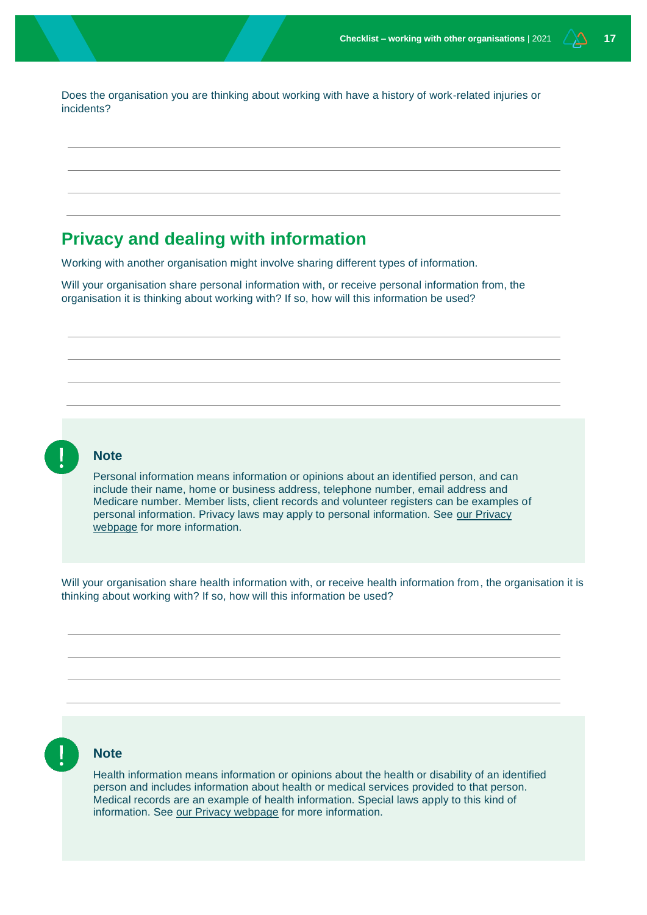Does the organisation you are thinking about working with have a history of work-related injuries or incidents?

## Privacy and dealing with information

Working with another organisation might involve sharing different types of information.

Will your organisation share personal information with, or receive personal information from, the organisation it is thinking about working with? If so, how will this information be used?

> **Note**
>
> Personal information means information or opinions about an identified person, and can include their name, home or business address, telephone number, email address and Medicare number. Member lists, client records and volunteer registers can be examples of personal information. Privacy laws may apply to personal information. See our Privacy webpage for more information.

Will your organisation share health information with, or receive health information from, the organisation it is thinking about working with? If so, how will this information be used?

> **Note**
>
> Health information means information or opinions about the health or disability of an identified person and includes information about health or medical services provided to that person. Medical records are an example of health information. Special laws apply to this kind of information. See our Privacy webpage for more information.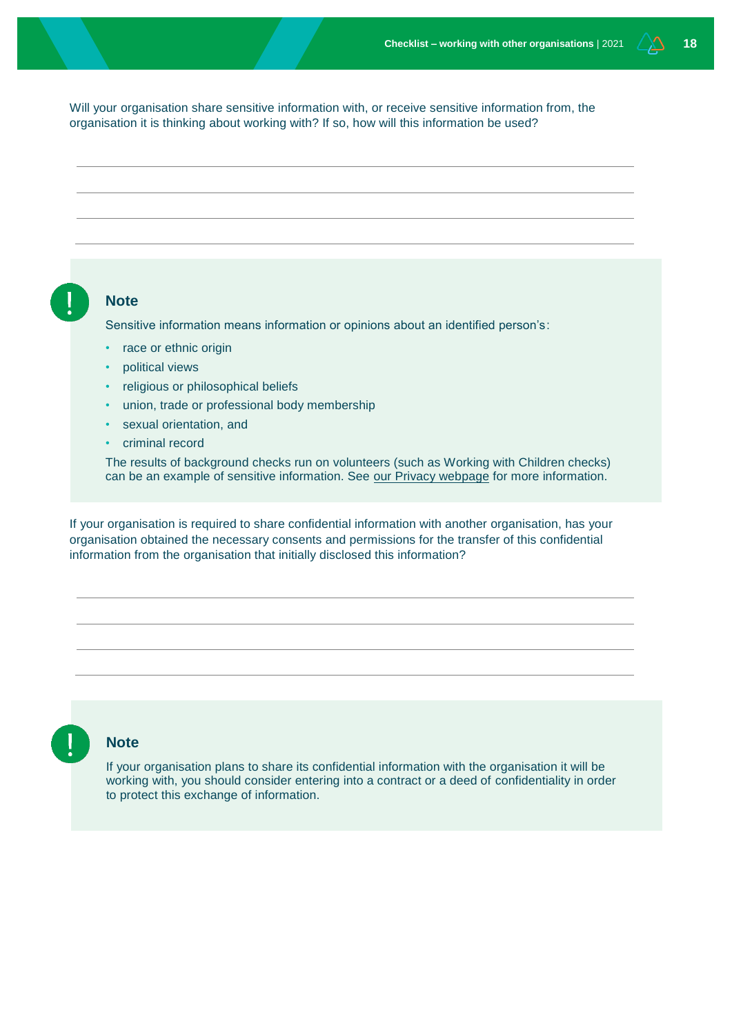Will your organisation share sensitive information with, or receive sensitive information from, the organisation it is thinking about working with? If so, how will this information be used?

### Note

Sensitive information means information or opinions about an identified person's:

- race or ethnic origin
- political views
- religious or philosophical beliefs
- union, trade or professional body membership
- sexual orientation, and
- criminal record

The results of background checks run on volunteers (such as Working with Children checks) can be an example of sensitive information. See our Privacy webpage for more information.

If your organisation is required to share confidential information with another organisation, has your organisation obtained the necessary consents and permissions for the transfer of this confidential information from the organisation that initially disclosed this information?

### Note

If your organisation plans to share its confidential information with the organisation it will be working with, you should consider entering into a contract or a deed of confidentiality in order to protect this exchange of information.